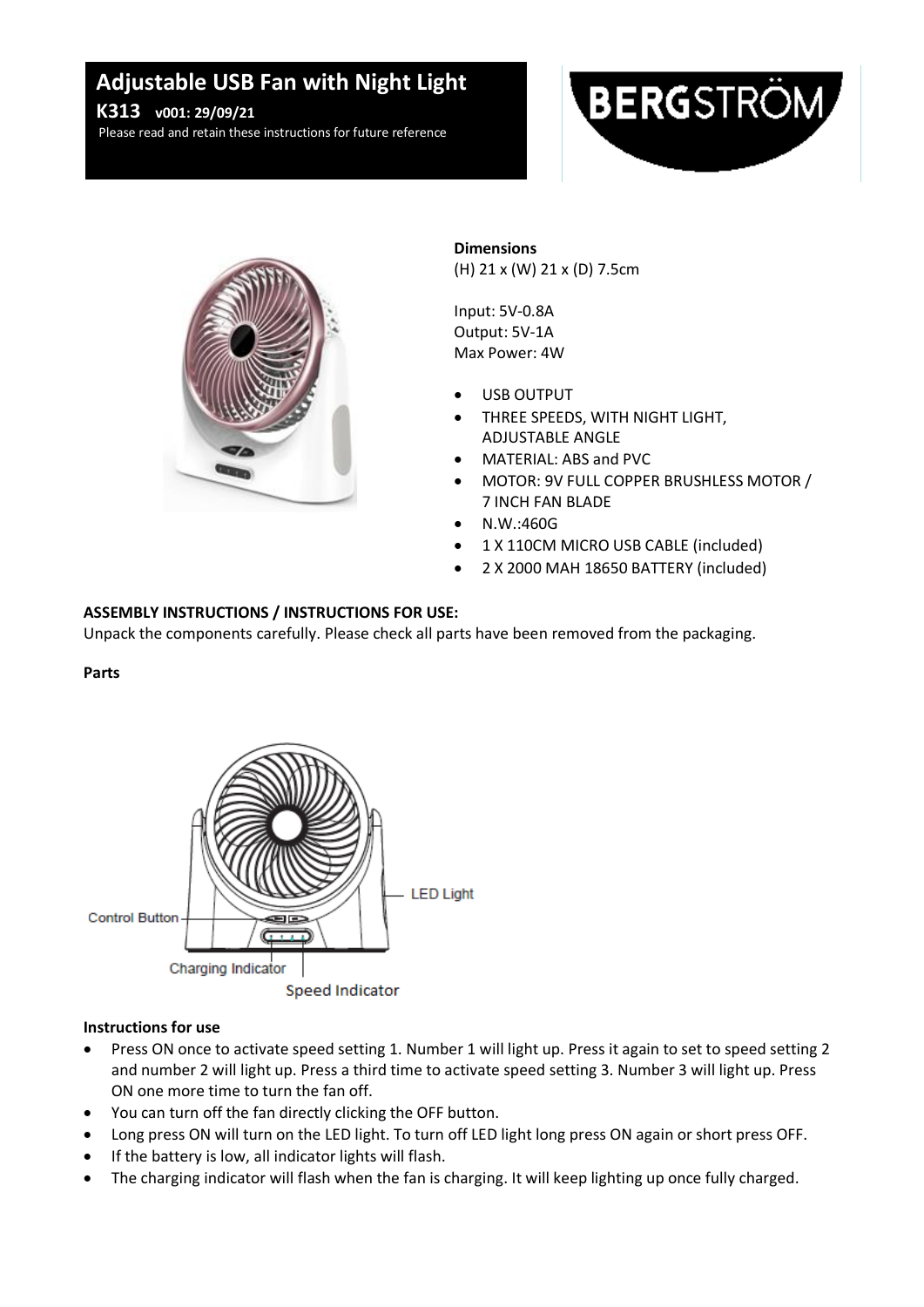# Adjustable USB Fan with Night Light

**K313** **v001: 29/09/21**

Please read and retain these instructions for future reference

BERGSTRÖM

**Dimensions**

(H) 21 x (W) 21 x (D) 7.5cm

Input: 5V-0.8A
Output: 5V-1A
Max Power: 4W

- USB OUTPUT
- THREE SPEEDS, WITH NIGHT LIGHT, ADJUSTABLE ANGLE
- MATERIAL: ABS and PVC
- MOTOR: 9V FULL COPPER BRUSHLESS MOTOR / 7 INCH FAN BLADE
- N.W.:460G
- 1 X 110CM MICRO USB CABLE (included)
- 2 X 2000 MAH 18650 BATTERY (included)

**ASSEMBLY INSTRUCTIONS / INSTRUCTIONS FOR USE:**

Unpack the components carefully. Please check all parts have been removed from the packaging.

**Parts**

Control Button
LED Light
Charging Indicator
Speed Indicator

**Instructions for use**

- Press ON once to activate speed setting 1. Number 1 will light up. Press it again to set to speed setting 2 and number 2 will light up. Press a third time to activate speed setting 3. Number 3 will light up. Press ON one more time to turn the fan off.
- You can turn off the fan directly clicking the OFF button.
- Long press ON will turn on the LED light. To turn off LED light long press ON again or short press OFF.
- If the battery is low, all indicator lights will flash.
- The charging indicator will flash when the fan is charging. It will keep lighting up once fully charged.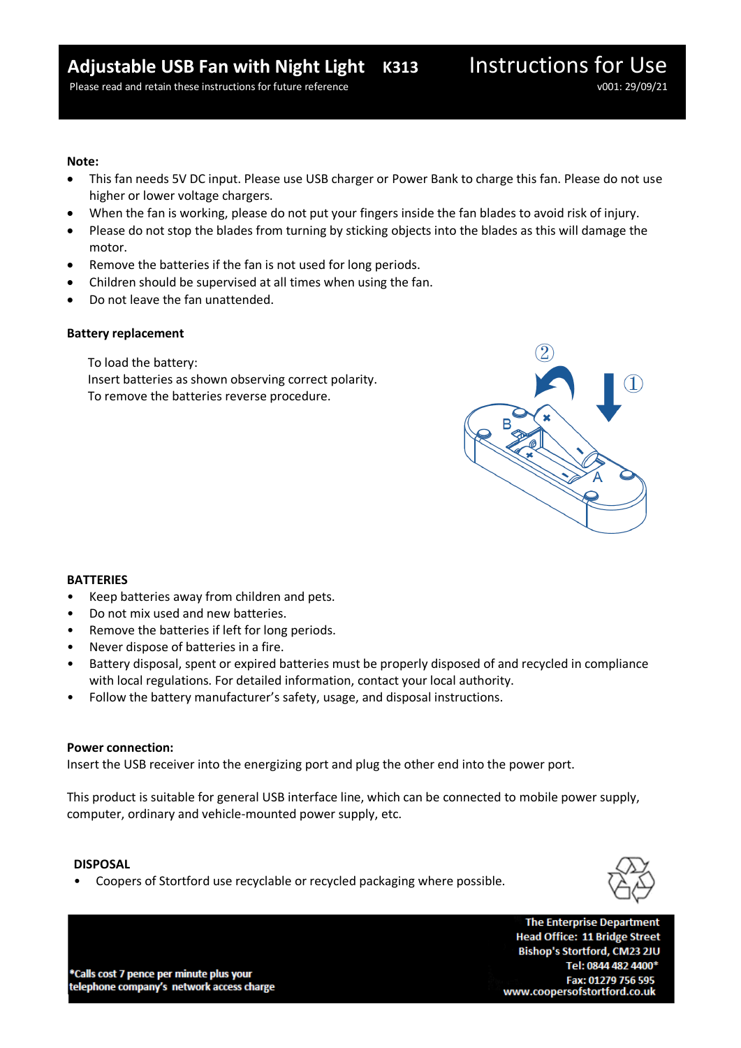# Adjustable USB Fan with Night Light K313

Please read and retain these instructions for future reference

## Instructions for Use

v001: 29/09/21

**Note:**

- This fan needs 5V DC input. Please use USB charger or Power Bank to charge this fan. Please do not use higher or lower voltage chargers.
- When the fan is working, please do not put your fingers inside the fan blades to avoid risk of injury.
- Please do not stop the blades from turning by sticking objects into the blades as this will damage the motor.
- Remove the batteries if the fan is not used for long periods.
- Children should be supervised at all times when using the fan.
- Do not leave the fan unattended.

**Battery replacement**

To load the battery:
Insert batteries as shown observing correct polarity.
To remove the batteries reverse procedure.

**BATTERIES**

- Keep batteries away from children and pets.
- Do not mix used and new batteries.
- Remove the batteries if left for long periods.
- Never dispose of batteries in a fire.
- Battery disposal, spent or expired batteries must be properly disposed of and recycled in compliance with local regulations. For detailed information, contact your local authority.
- Follow the battery manufacturer's safety, usage, and disposal instructions.

**Power connection:**
Insert the USB receiver into the energizing port and plug the other end into the power port.

This product is suitable for general USB interface line, which can be connected to mobile power supply, computer, ordinary and vehicle-mounted power supply, etc.

**DISPOSAL**

- Coopers of Stortford use recyclable or recycled packaging where possible.

*Calls cost 7 pence per minute plus your telephone company's network access charge

The Enterprise Department
Head Office: 11 Bridge Street
Bishop's Stortford, CM23 2JU
Tel: 0844 482 4400*
Fax: 01279 756 595
www.coopersofstortford.co.uk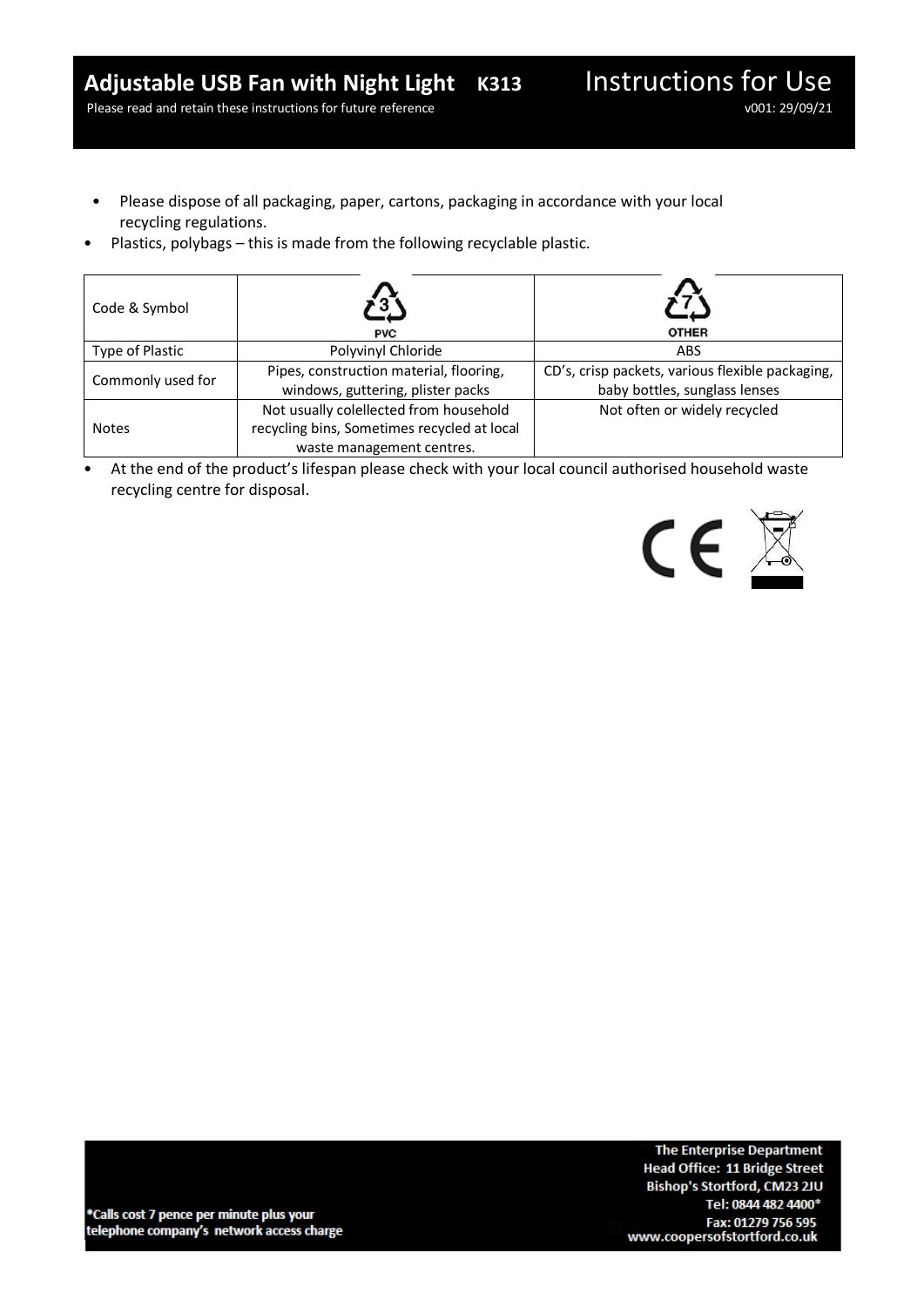- Please dispose of all packaging, paper, cartons, packaging in accordance with your local recycling regulations.
- Plastics, polybags – this is made from the following recyclable plastic.

| Code & Symbol | 3 PVC | 7 OTHER |
|---|---|---|
| Type of Plastic | Polyvinyl Chloride | ABS |
| Commonly used for | Pipes, construction material, flooring, windows, guttering, plister packs | CD's, crisp packets, various flexible packaging, baby bottles, sunglass lenses |
| Notes | Not usually colellected from household recycling bins, Sometimes recycled at local waste management centres. | Not often or widely recycled |

- At the end of the product's lifespan please check with your local council authorised household waste recycling centre for disposal.

*Calls cost 7 pence per minute plus your telephone company's network access charge

The Enterprise Department
Head Office: 11 Bridge Street
Bishop's Stortford, CM23 2JU
Tel: 0844 482 4400*
Fax: 01279 756 595
www.coopersofstortford.co.uk